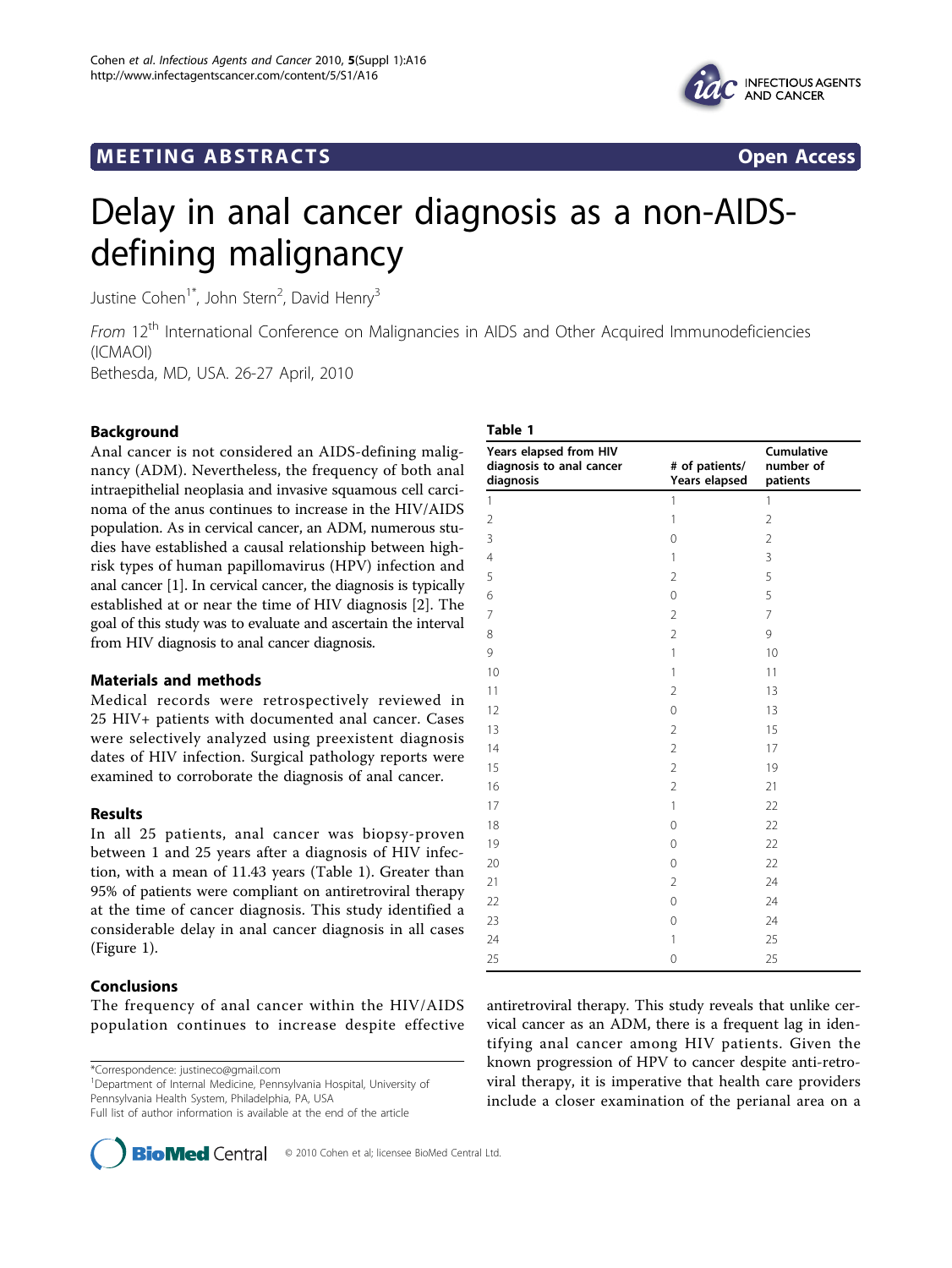MEETING ABSTRACTS **Open Access**

# Delay in anal cancer diagnosis as a non-AIDS-defining malignancy

Justine Cohen[1*], John Stern[2], David Henry[3]

*From* 12th International Conference on Malignancies in AIDS and Other Acquired Immunodeficiencies (ICMAOI)
Bethesda, MD, USA. 26-27 April, 2010

## Background

Anal cancer is not considered an AIDS-defining malignancy (ADM). Nevertheless, the frequency of both anal intraepithelial neoplasia and invasive squamous cell carcinoma of the anus continues to increase in the HIV/AIDS population. As in cervical cancer, an ADM, numerous studies have established a causal relationship between high-risk types of human papillomavirus (HPV) infection and anal cancer [1]. In cervical cancer, the diagnosis is typically established at or near the time of HIV diagnosis [2]. The goal of this study was to evaluate and ascertain the interval from HIV diagnosis to anal cancer diagnosis.

## Materials and methods

Medical records were retrospectively reviewed in 25 HIV+ patients with documented anal cancer. Cases were selectively analyzed using preexistent diagnosis dates of HIV infection. Surgical pathology reports were examined to corroborate the diagnosis of anal cancer.

## Results

In all 25 patients, anal cancer was biopsy-proven between 1 and 25 years after a diagnosis of HIV infection, with a mean of 11.43 years (Table 1). Greater than 95% of patients were compliant on antiretroviral therapy at the time of cancer diagnosis. This study identified a considerable delay in anal cancer diagnosis in all cases (Figure 1).

## Conclusions

The frequency of anal cancer within the HIV/AIDS population continues to increase despite effective antiretroviral therapy. This study reveals that unlike cervical cancer as an ADM, there is a frequent lag in identifying anal cancer among HIV patients. Given the known progression of HPV to cancer despite anti-retroviral therapy, it is imperative that health care providers include a closer examination of the perianal area on a

**Table 1**

| Years elapsed from HIV diagnosis to anal cancer diagnosis | # of patients/ Years elapsed | Cumulative number of patients |
|---|---|---|
| 1 | 1 | 1 |
| 2 | 1 | 2 |
| 3 | 0 | 2 |
| 4 | 1 | 3 |
| 5 | 2 | 5 |
| 6 | 0 | 5 |
| 7 | 2 | 7 |
| 8 | 2 | 9 |
| 9 | 1 | 10 |
| 10 | 1 | 11 |
| 11 | 2 | 13 |
| 12 | 0 | 13 |
| 13 | 2 | 15 |
| 14 | 2 | 17 |
| 15 | 2 | 19 |
| 16 | 2 | 21 |
| 17 | 1 | 22 |
| 18 | 0 | 22 |
| 19 | 0 | 22 |
| 20 | 0 | 22 |
| 21 | 2 | 24 |
| 22 | 0 | 24 |
| 23 | 0 | 24 |
| 24 | 1 | 25 |
| 25 | 0 | 25 |

*Correspondence: justineco@gmail.com
[1]Department of Internal Medicine, Pennsylvania Hospital, University of Pennsylvania Health System, Philadelphia, PA, USA
Full list of author information is available at the end of the article

© 2010 Cohen et al; licensee BioMed Central Ltd.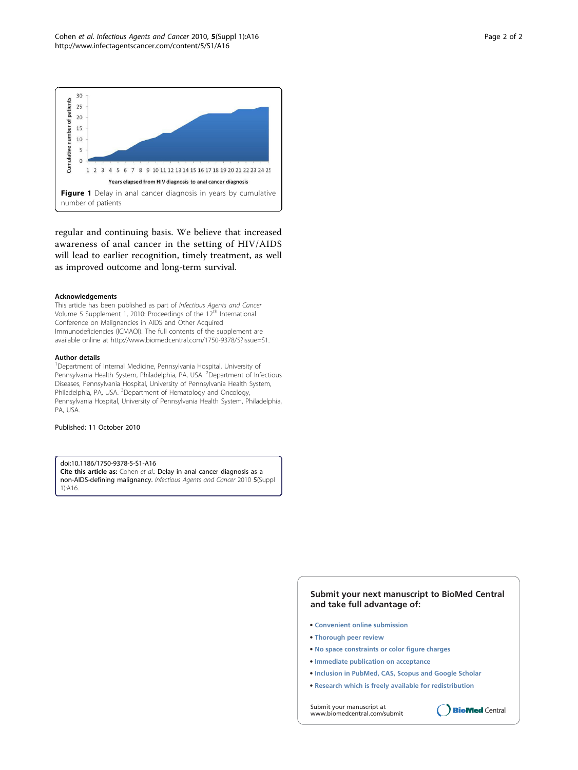30
25
20
15
10
5
0

Cumulative number of patients

1 2 3 4 5 6 7 8 9 10 11 12 13 14 15 16 17 18 19 20 21 22 23 24 25

Years elapsed from HIV diagnosis to anal cancer diagnosis

**Figure 1** Delay in anal cancer diagnosis in years by cumulative number of patients

regular and continuing basis. We believe that increased awareness of anal cancer in the setting of HIV/AIDS will lead to earlier recognition, timely treatment, as well as improved outcome and long-term survival.

### Acknowledgements

This article has been published as part of *Infectious Agents and Cancer* Volume 5 Supplement 1, 2010: Proceedings of the 12th International Conference on Malignancies in AIDS and Other Acquired Immunodeficiencies (ICMAOI). The full contents of the supplement are available online at http://www.biomedcentral.com/1750-9378/5?issue=S1.

### Author details

[1]Department of Internal Medicine, Pennsylvania Hospital, University of Pennsylvania Health System, Philadelphia, PA, USA. [2]Department of Infectious Diseases, Pennsylvania Hospital, University of Pennsylvania Health System, Philadelphia, PA, USA. [3]Department of Hematology and Oncology, Pennsylvania Hospital, University of Pennsylvania Health System, Philadelphia, PA, USA.

Published: 11 October 2010

doi:10.1186/1750-9378-5-S1-A16
**Cite this article as:** Cohen *et al.*: Delay in anal cancer diagnosis as a non-AIDS-defining malignancy. *Infectious Agents and Cancer* 2010 **5**(Suppl 1):A16.

**Submit your next manuscript to BioMed Central and take full advantage of:**

- **Convenient online submission**
- **Thorough peer review**
- **No space constraints or color figure charges**
- **Immediate publication on acceptance**
- **Inclusion in PubMed, CAS, Scopus and Google Scholar**
- **Research which is freely available for redistribution**

Submit your manuscript at
www.biomedcentral.com/submit

BioMed Central